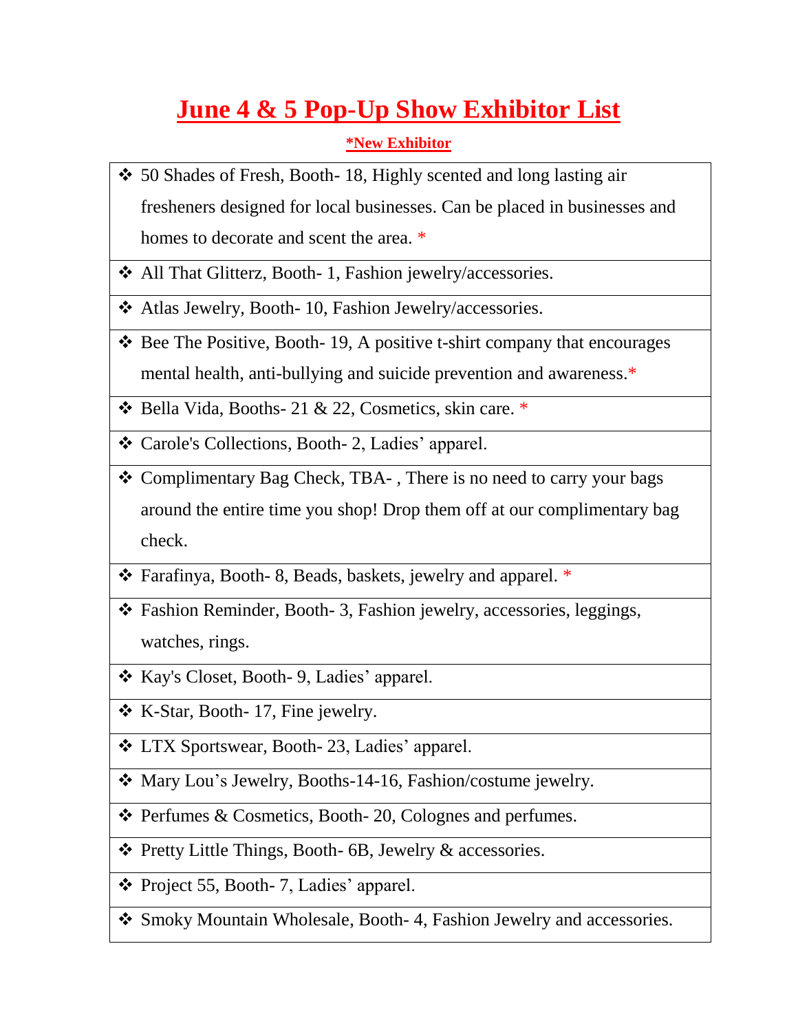# June 4 & 5 Pop-Up Show Exhibitor List

**\*New Exhibitor**

- 50 Shades of Fresh, Booth- 18, Highly scented and long lasting air fresheners designed for local businesses. Can be placed in businesses and homes to decorate and scent the area. *
- All That Glitterz, Booth- 1, Fashion jewelry/accessories.
- Atlas Jewelry, Booth- 10, Fashion Jewelry/accessories.
- Bee The Positive, Booth- 19, A positive t-shirt company that encourages mental health, anti-bullying and suicide prevention and awareness.*
- Bella Vida, Booths- 21 & 22, Cosmetics, skin care. *
- Carole's Collections, Booth- 2, Ladies' apparel.
- Complimentary Bag Check, TBA- , There is no need to carry your bags around the entire time you shop! Drop them off at our complimentary bag check.
- Farafinya, Booth- 8, Beads, baskets, jewelry and apparel. *
- Fashion Reminder, Booth- 3, Fashion jewelry, accessories, leggings, watches, rings.
- Kay's Closet, Booth- 9, Ladies' apparel.
- K-Star, Booth- 17, Fine jewelry.
- LTX Sportswear, Booth- 23, Ladies' apparel.
- Mary Lou's Jewelry, Booths-14-16, Fashion/costume jewelry.
- Perfumes & Cosmetics, Booth- 20, Colognes and perfumes.
- Pretty Little Things, Booth- 6B, Jewelry & accessories.
- Project 55, Booth- 7, Ladies' apparel.
- Smoky Mountain Wholesale, Booth- 4, Fashion Jewelry and accessories.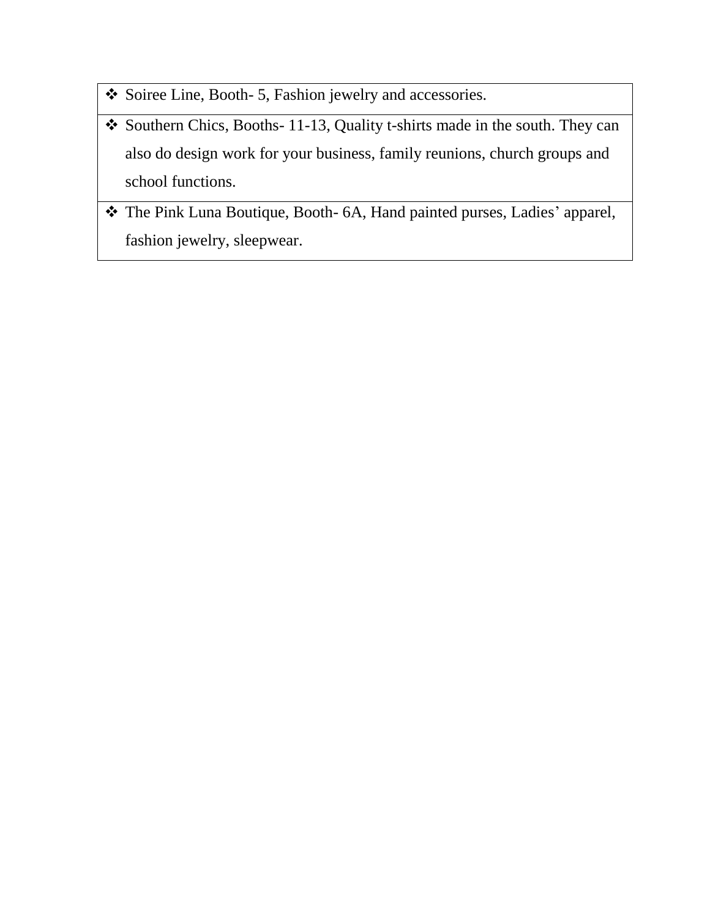| |
|---|
| ❖ Soiree Line, Booth- 5, Fashion jewelry and accessories. |
| ❖ Southern Chics, Booths- 11-13, Quality t-shirts made in the south. They can also do design work for your business, family reunions, church groups and school functions. |
| ❖ The Pink Luna Boutique, Booth- 6A, Hand painted purses, Ladies' apparel, fashion jewelry, sleepwear. |